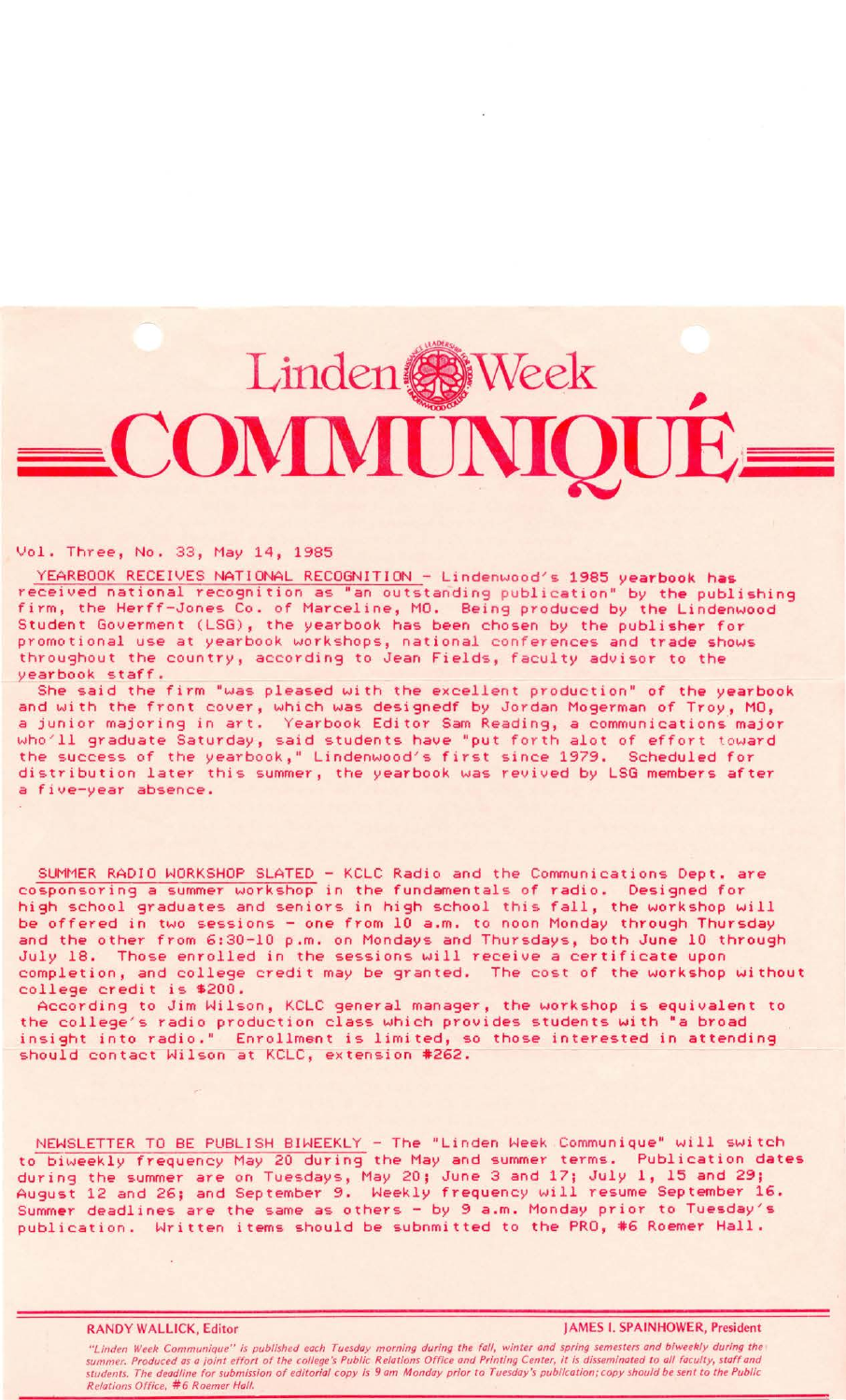# Linden Week COMMUNIQUÉ

Vol. Three, No. 33, May 14, 1985

YEARBOOK RECEIVES NATIONAL RECOGNITION - Lindenwood's 1985 yearbook has received national recognition as "an outstanding publication" by the publishing firm, the Herff-Jones Co. of Marceline, MO. Being produced by the Lindenwood Student Goverment (LSG), the yearbook has been chosen by the publisher for promotional use at yearbook workshops, national conferences and trade shows throughout the country, according to Jean Fields, faculty advisor to the yearbook staff.

She said the firm "was pleased with the excellent production" of the yearbook and with the front cover, which was designedf by Jordan Mogerman of Troy, MO, a junior majoring in art. Yearbook Editor Sam Reading, a communications major who'll graduate Saturday, said students have "put forth alot of effort toward the success of the yearbook," Lindenwood's first since 1979. Scheduled for distribution later this summer, the yearbook was revived by LSG members after a five-year absence.

SUMMER RADIO WORKSHOP SLATED - KCLC Radio and the Communications Dept. are cosponsoring a summer workshop in the fundamentals of radio. Designed for high school graduates and seniors in high school this fall, the workshop will be offered in two sessions - one from 10 a.m. to noon Monday through Thursday and the other from 6:30-10 p.m. on Mondays and Thursdays, both June 10 through July 18. Those enrolled in the sessions will receive a certificate upon completion, and college credit may be granted. The cost of the workshop without college credit is $200.

According to Jim Wilson, KCLC general manager, the workshop is equivalent to the college's radio production class which provides students with "a broad insight into radio." Enrollment is limited, so those interested in attending should contact Wilson at KCLC, extension #262.

NEWSLETTER TO BE PUBLISH BIWEEKLY - The "Linden Week Communique" will switch to biweekly frequency May 20 during the May and summer terms. Publication dates during the summer are on Tuesdays, May 20; June 3 and 17; July 1, 15 and 29; August 12 and 26; and September 9. Weekly frequency will resume September 16. Summer deadlines are the same as others - by 9 a.m. Monday prior to Tuesday's publication. Written items should be subnmitted to the PRO, #6 Roemer Hall.

RANDY WALLICK, Editor | JAMES I. SPAINHOWER, President

*"Linden Week Communique" is published each Tuesday morning during the fall, winter and spring semesters and biweekly during the summer. Produced as a joint effort of the college's Public Relations Office and Printing Center, it is disseminated to all faculty, staff and students. The deadline for submission of editorial copy is 9 am Monday prior to Tuesday's publication; copy should be sent to the Public Relations Office, #6 Roemer Hall.*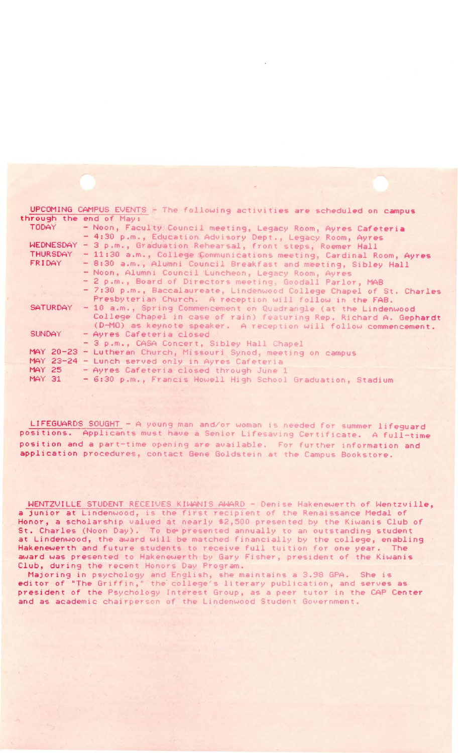UPCOMING CAMPUS EVENTS - The following activities are scheduled on campus through the end of May:

| | |
|---|---|
| TODAY | - Noon, Faculty Council meeting, Legacy Room, Ayres Cafeteria |
| | - 4:30 p.m., Education Advisory Dept., Legacy Room, Ayres |
| WEDNESDAY | - 3 p.m., Graduation Rehearsal, front steps, Roemer Hall |
| THURSDAY | - 11:30 a.m., College Communications meeting, Cardinal Room, Ayres |
| FRIDAY | - 8:30 a.m., Alumni Council Breakfast and meeting, Sibley Hall |
| | - Noon, Alumni Council Luncheon, Legacy Room, Ayres |
| | - 2 p.m., Board of Directors meeting, Goodall Parlor, MAB |
| | - 7:30 p.m., Baccalaureate, Lindenwood College Chapel of St. Charles Presbyterian Church. A reception will follow in the FAB. |
| SATURDAY | - 10 a.m., Spring Commencement on Quadrangle (at the Lindenwood College Chapel in case of rain) featuring Rep. Richard A. Gephardt (D-MO) as keynote speaker. A reception will follow commencement. |
| SUNDAY | - Ayres Cafeteria closed |
| | - 3 p.m., CASA Concert, Sibley Hall Chapel |
| MAY 20-23 | - Lutheran Church, Missouri Synod, meeting on campus |
| MAY 23-24 | - Lunch served only in Ayres Cafeteria |
| MAY 25 | - Ayres Cafeteria closed through June 1 |
| MAY 31 | - 6:30 p.m., Francis Howell High School Graduation, Stadium |

LIFEGUARDS SOUGHT - A young man and/or woman is needed for summer lifeguard positions. Applicants must have a Senior Lifesaving Certificate. A full-time position and a part-time opening are available. For further information and application procedures, contact Gene Goldstein at the Campus Bookstore.

WENTZVILLE STUDENT RECEIVES KIWANIS AWARD - Denise Hakenewerth of Wentzville, a junior at Lindenwood, is the first recipient of the Renaissance Medal of Honor, a scholarship valued at nearly $2,500 presented by the Kiwanis Club of St. Charles (Noon Day). To be presented annually to an outstanding student at Lindenwood, the award will be matched financially by the college, enabling Hakenewerth and future students to receive full tuition for one year. The award was presented to Hakenewerth by Gary Fisher, president of the Kiwanis Club, during the recent Honors Day Program.

Majoring in psychology and English, she maintains a 3.98 GPA. She is editor of "The Griffin," the college's literary publication, and serves as president of the Psychology Interest Group, as a peer tutor in the CAP Center and as academic chairperson of the Lindenwood Student Government.